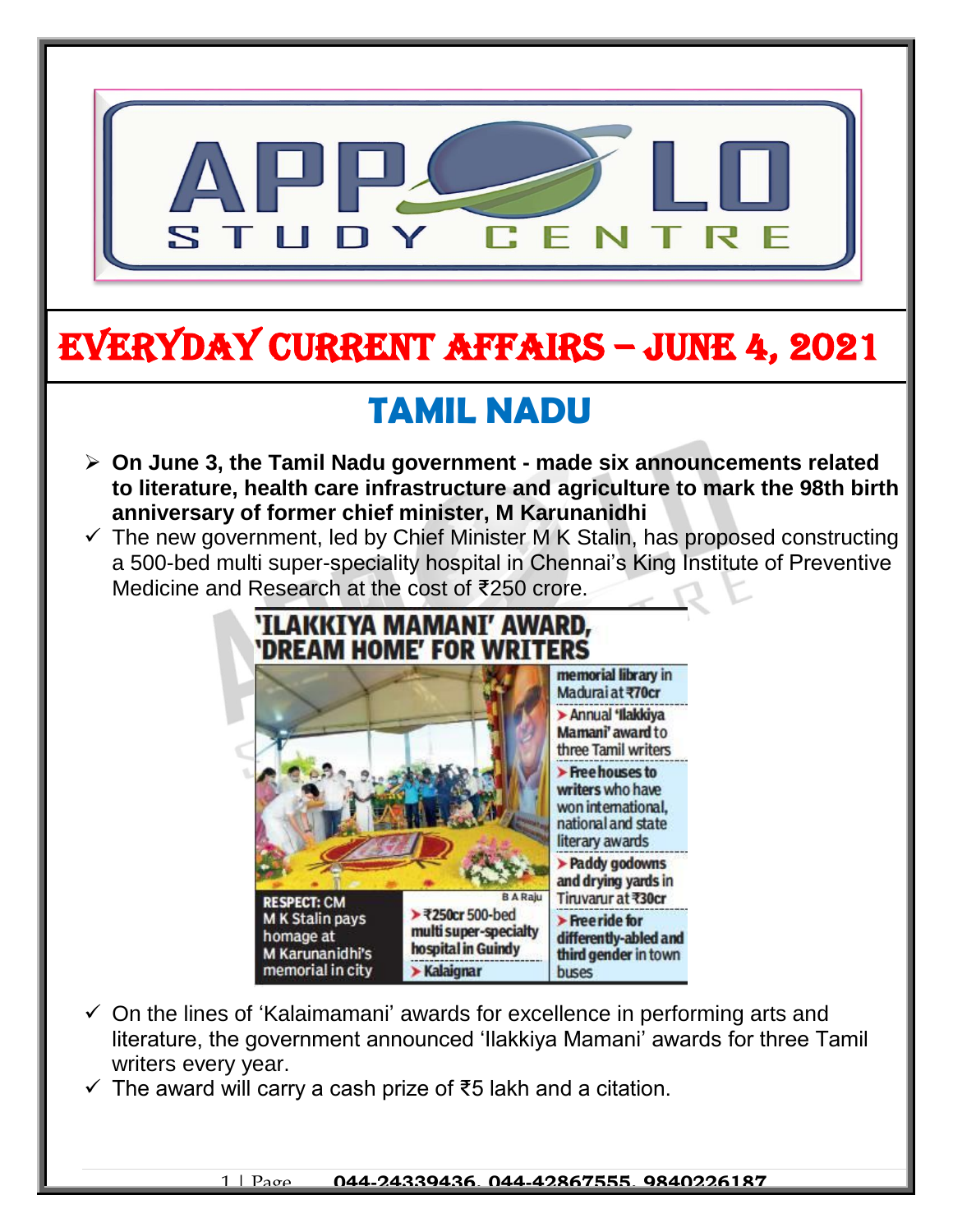# EVERYDAY CURRENT AFFAIRS – JUNE 4, 2021

## TAMIL NADU

- **On June 3, the Tamil Nadu government - made six announcements related to literature, health care infrastructure and agriculture to mark the 98th birth anniversary of former chief minister, M Karunanidhi**
- ✓ The new government, led by Chief Minister M K Stalin, has proposed constructing a 500-bed multi super-speciality hospital in Chennai's King Institute of Preventive Medicine and Research at the cost of ₹250 crore.

**'ILAKKIYA MAMANI' AWARD, 'DREAM HOME' FOR WRITERS**

RESPECT: CM M K Stalin pays homage at M Karunanidhi's memorial in city

- ₹250cr 500-bed multi super-specialty hospital in Guindy
- Kalaignar memorial library in Madurai at ₹70cr
- Annual 'Ilakkiya Mamani' award to three Tamil writers
- Free houses to writers who have won international, national and state literary awards
- Paddy godowns and drying yards in Tiruvarur at ₹30cr
- Free ride for differently-abled and third gender in town buses

- ✓ On the lines of 'Kalaimamani' awards for excellence in performing arts and literature, the government announced 'Ilakkiya Mamani' awards for three Tamil writers every year.
- ✓ The award will carry a cash prize of ₹5 lakh and a citation.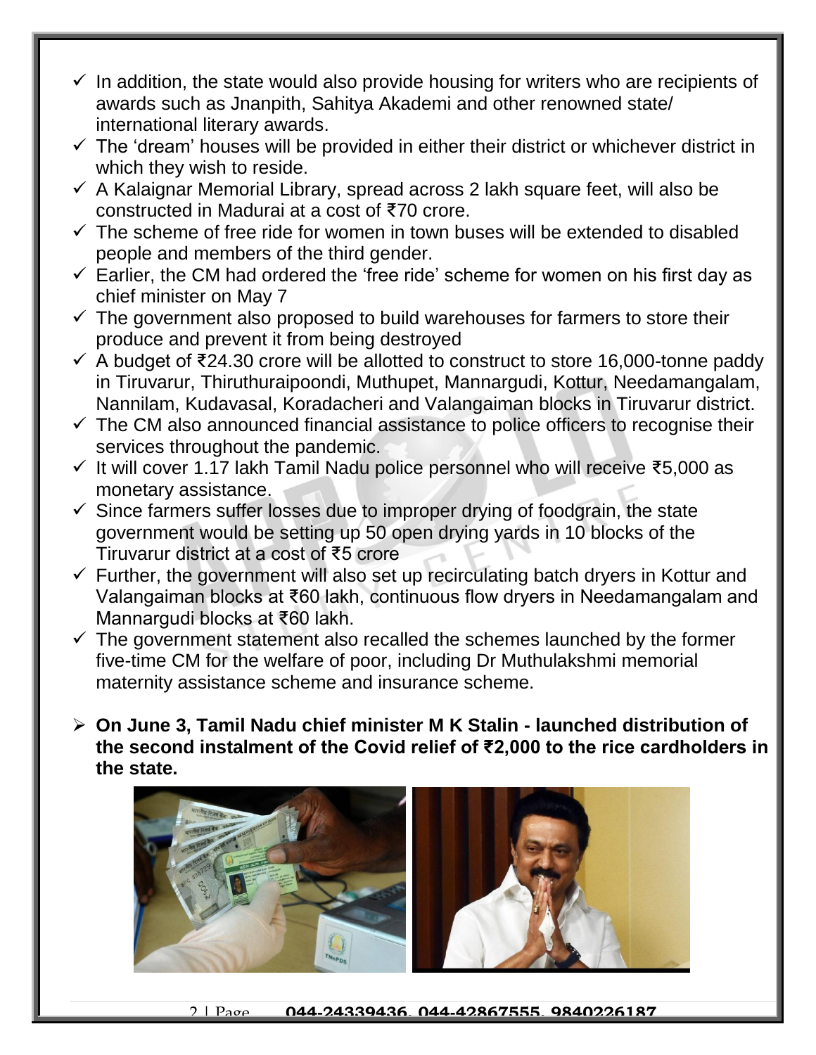- In addition, the state would also provide housing for writers who are recipients of awards such as Jnanpith, Sahitya Akademi and other renowned state/ international literary awards.
- The 'dream' houses will be provided in either their district or whichever district in which they wish to reside.
- A Kalaignar Memorial Library, spread across 2 lakh square feet, will also be constructed in Madurai at a cost of ₹70 crore.
- The scheme of free ride for women in town buses will be extended to disabled people and members of the third gender.
- Earlier, the CM had ordered the 'free ride' scheme for women on his first day as chief minister on May 7
- The government also proposed to build warehouses for farmers to store their produce and prevent it from being destroyed
- A budget of ₹24.30 crore will be allotted to construct to store 16,000-tonne paddy in Tiruvarur, Thiruthuraipoondi, Muthupet, Mannargudi, Kottur, Needamangalam, Nannilam, Kudavasal, Koradacheri and Valangaiman blocks in Tiruvarur district.
- The CM also announced financial assistance to police officers to recognise their services throughout the pandemic.
- It will cover 1.17 lakh Tamil Nadu police personnel who will receive ₹5,000 as monetary assistance.
- Since farmers suffer losses due to improper drying of foodgrain, the state government would be setting up 50 open drying yards in 10 blocks of the Tiruvarur district at a cost of ₹5 crore
- Further, the government will also set up recirculating batch dryers in Kottur and Valangaiman blocks at ₹60 lakh, continuous flow dryers in Needamangalam and Mannargudi blocks at ₹60 lakh.
- The government statement also recalled the schemes launched by the former five-time CM for the welfare of poor, including Dr Muthulakshmi memorial maternity assistance scheme and insurance scheme.

- **On June 3, Tamil Nadu chief minister M K Stalin - launched distribution of the second instalment of the Covid relief of ₹2,000 to the rice cardholders in the state.**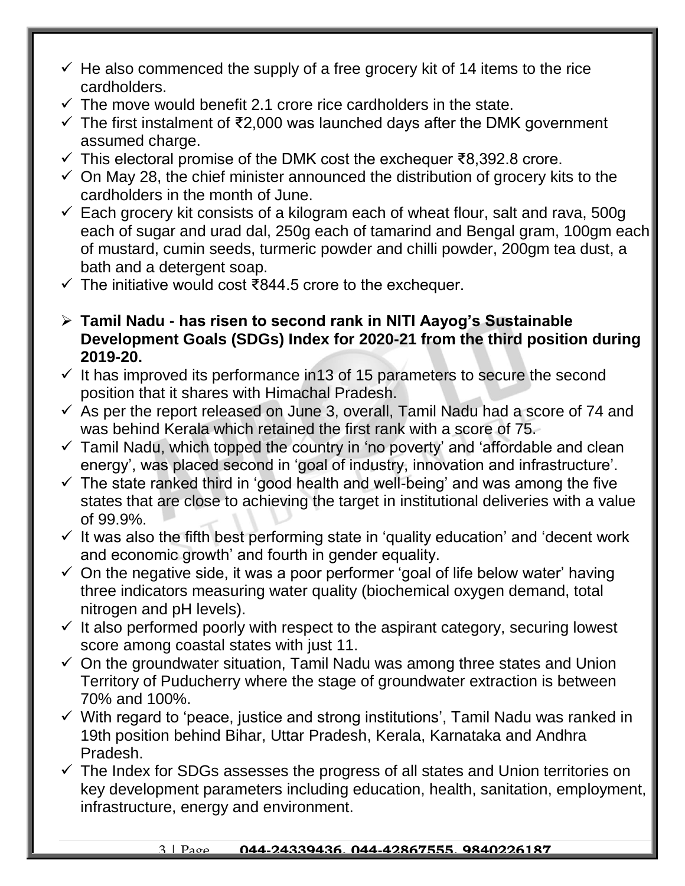- ✓ He also commenced the supply of a free grocery kit of 14 items to the rice cardholders.
- ✓ The move would benefit 2.1 crore rice cardholders in the state.
- ✓ The first instalment of ₹2,000 was launched days after the DMK government assumed charge.
- ✓ This electoral promise of the DMK cost the exchequer ₹8,392.8 crore.
- ✓ On May 28, the chief minister announced the distribution of grocery kits to the cardholders in the month of June.
- ✓ Each grocery kit consists of a kilogram each of wheat flour, salt and rava, 500g each of sugar and urad dal, 250g each of tamarind and Bengal gram, 100gm each of mustard, cumin seeds, turmeric powder and chilli powder, 200gm tea dust, a bath and a detergent soap.
- ✓ The initiative would cost ₹844.5 crore to the exchequer.

- **Tamil Nadu - has risen to second rank in NITI Aayog's Sustainable Development Goals (SDGs) Index for 2020-21 from the third position during 2019-20.**
- ✓ It has improved its performance in13 of 15 parameters to secure the second position that it shares with Himachal Pradesh.
- ✓ As per the report released on June 3, overall, Tamil Nadu had a score of 74 and was behind Kerala which retained the first rank with a score of 75.
- ✓ Tamil Nadu, which topped the country in 'no poverty' and 'affordable and clean energy', was placed second in 'goal of industry, innovation and infrastructure'.
- ✓ The state ranked third in 'good health and well-being' and was among the five states that are close to achieving the target in institutional deliveries with a value of 99.9%.
- ✓ It was also the fifth best performing state in 'quality education' and 'decent work and economic growth' and fourth in gender equality.
- ✓ On the negative side, it was a poor performer 'goal of life below water' having three indicators measuring water quality (biochemical oxygen demand, total nitrogen and pH levels).
- ✓ It also performed poorly with respect to the aspirant category, securing lowest score among coastal states with just 11.
- ✓ On the groundwater situation, Tamil Nadu was among three states and Union Territory of Puducherry where the stage of groundwater extraction is between 70% and 100%.
- ✓ With regard to 'peace, justice and strong institutions', Tamil Nadu was ranked in 19th position behind Bihar, Uttar Pradesh, Kerala, Karnataka and Andhra Pradesh.
- ✓ The Index for SDGs assesses the progress of all states and Union territories on key development parameters including education, health, sanitation, employment, infrastructure, energy and environment.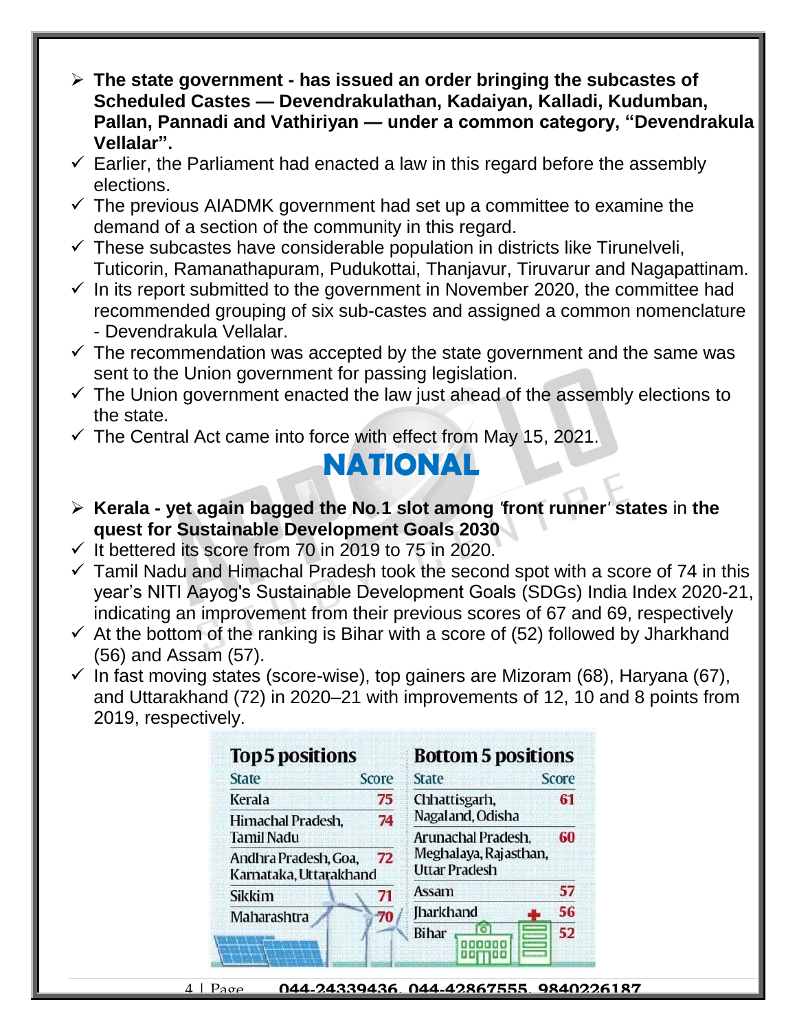- **The state government - has issued an order bringing the subcastes of Scheduled Castes — Devendrakulathan, Kadaiyan, Kalladi, Kudumban, Pallan, Pannadi and Vathiriyan — under a common category, "Devendrakula Vellalar".**
- Earlier, the Parliament had enacted a law in this regard before the assembly elections.
- The previous AIADMK government had set up a committee to examine the demand of a section of the community in this regard.
- These subcastes have considerable population in districts like Tirunelveli, Tuticorin, Ramanathapuram, Pudukottai, Thanjavur, Tiruvarur and Nagapattinam.
- In its report submitted to the government in November 2020, the committee had recommended grouping of six sub-castes and assigned a common nomenclature - Devendrakula Vellalar.
- The recommendation was accepted by the state government and the same was sent to the Union government for passing legislation.
- The Union government enacted the law just ahead of the assembly elections to the state.
- The Central Act came into force with effect from May 15, 2021.

# NATIONAL

- **Kerala - yet again bagged the No.1 slot among 'front runner' states** in **the quest for Sustainable Development Goals 2030**
- It bettered its score from 70 in 2019 to 75 in 2020.
- Tamil Nadu and Himachal Pradesh took the second spot with a score of 74 in this year's NITI Aayog's Sustainable Development Goals (SDGs) India Index 2020-21, indicating an improvement from their previous scores of 67 and 69, respectively
- At the bottom of the ranking is Bihar with a score of (52) followed by Jharkhand (56) and Assam (57).
- In fast moving states (score-wise), top gainers are Mizoram (68), Haryana (67), and Uttarakhand (72) in 2020–21 with improvements of 12, 10 and 8 points from 2019, respectively.

| Top 5 positions | | Bottom 5 positions | |
|---|---|---|---|
| State | Score | State | Score |
| Kerala | 75 | Chhattisgarh, Nagaland, Odisha | 61 |
| Himachal Pradesh, Tamil Nadu | 74 | Arunachal Pradesh, Meghalaya, Rajasthan, Uttar Pradesh | 60 |
| Andhra Pradesh, Goa, Karnataka, Uttarakhand | 72 | Assam | 57 |
| Sikkim | 71 | Jharkhand | 56 |
| Maharashtra | 70 | Bihar | 52 |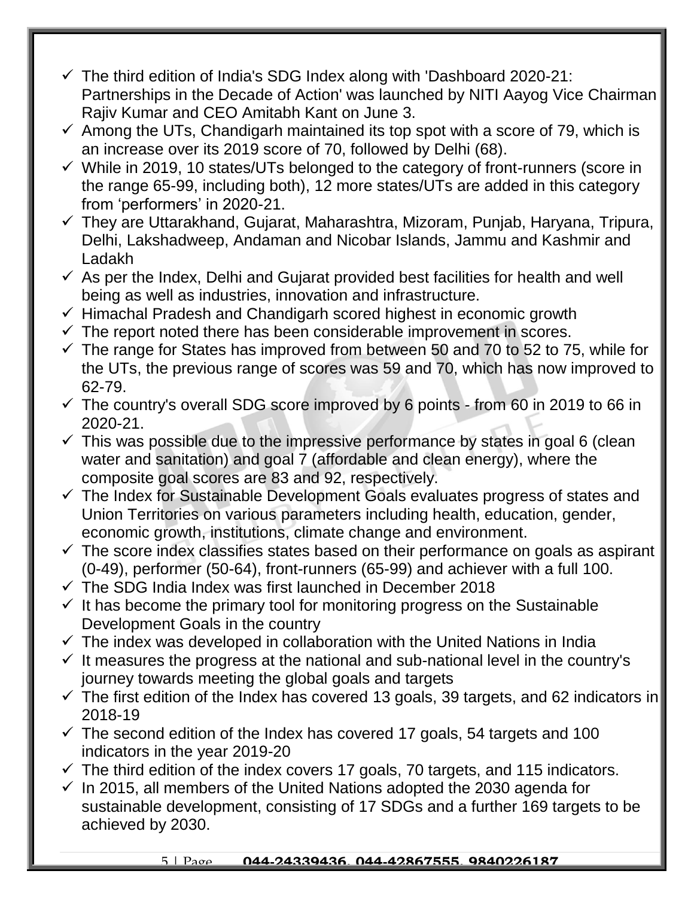- ✓ The third edition of India's SDG Index along with 'Dashboard 2020-21: Partnerships in the Decade of Action' was launched by NITI Aayog Vice Chairman Rajiv Kumar and CEO Amitabh Kant on June 3.
- ✓ Among the UTs, Chandigarh maintained its top spot with a score of 79, which is an increase over its 2019 score of 70, followed by Delhi (68).
- ✓ While in 2019, 10 states/UTs belonged to the category of front-runners (score in the range 65-99, including both), 12 more states/UTs are added in this category from 'performers' in 2020-21.
- ✓ They are Uttarakhand, Gujarat, Maharashtra, Mizoram, Punjab, Haryana, Tripura, Delhi, Lakshadweep, Andaman and Nicobar Islands, Jammu and Kashmir and Ladakh
- ✓ As per the Index, Delhi and Gujarat provided best facilities for health and well being as well as industries, innovation and infrastructure.
- ✓ Himachal Pradesh and Chandigarh scored highest in economic growth
- ✓ The report noted there has been considerable improvement in scores.
- ✓ The range for States has improved from between 50 and 70 to 52 to 75, while for the UTs, the previous range of scores was 59 and 70, which has now improved to 62-79.
- ✓ The country's overall SDG score improved by 6 points - from 60 in 2019 to 66 in 2020-21.
- ✓ This was possible due to the impressive performance by states in goal 6 (clean water and sanitation) and goal 7 (affordable and clean energy), where the composite goal scores are 83 and 92, respectively.
- ✓ The Index for Sustainable Development Goals evaluates progress of states and Union Territories on various parameters including health, education, gender, economic growth, institutions, climate change and environment.
- ✓ The score index classifies states based on their performance on goals as aspirant (0-49), performer (50-64), front-runners (65-99) and achiever with a full 100.
- ✓ The SDG India Index was first launched in December 2018
- ✓ It has become the primary tool for monitoring progress on the Sustainable Development Goals in the country
- ✓ The index was developed in collaboration with the United Nations in India
- ✓ It measures the progress at the national and sub-national level in the country's journey towards meeting the global goals and targets
- ✓ The first edition of the Index has covered 13 goals, 39 targets, and 62 indicators in 2018-19
- ✓ The second edition of the Index has covered 17 goals, 54 targets and 100 indicators in the year 2019-20
- ✓ The third edition of the index covers 17 goals, 70 targets, and 115 indicators.
- ✓ In 2015, all members of the United Nations adopted the 2030 agenda for sustainable development, consisting of 17 SDGs and a further 169 targets to be achieved by 2030.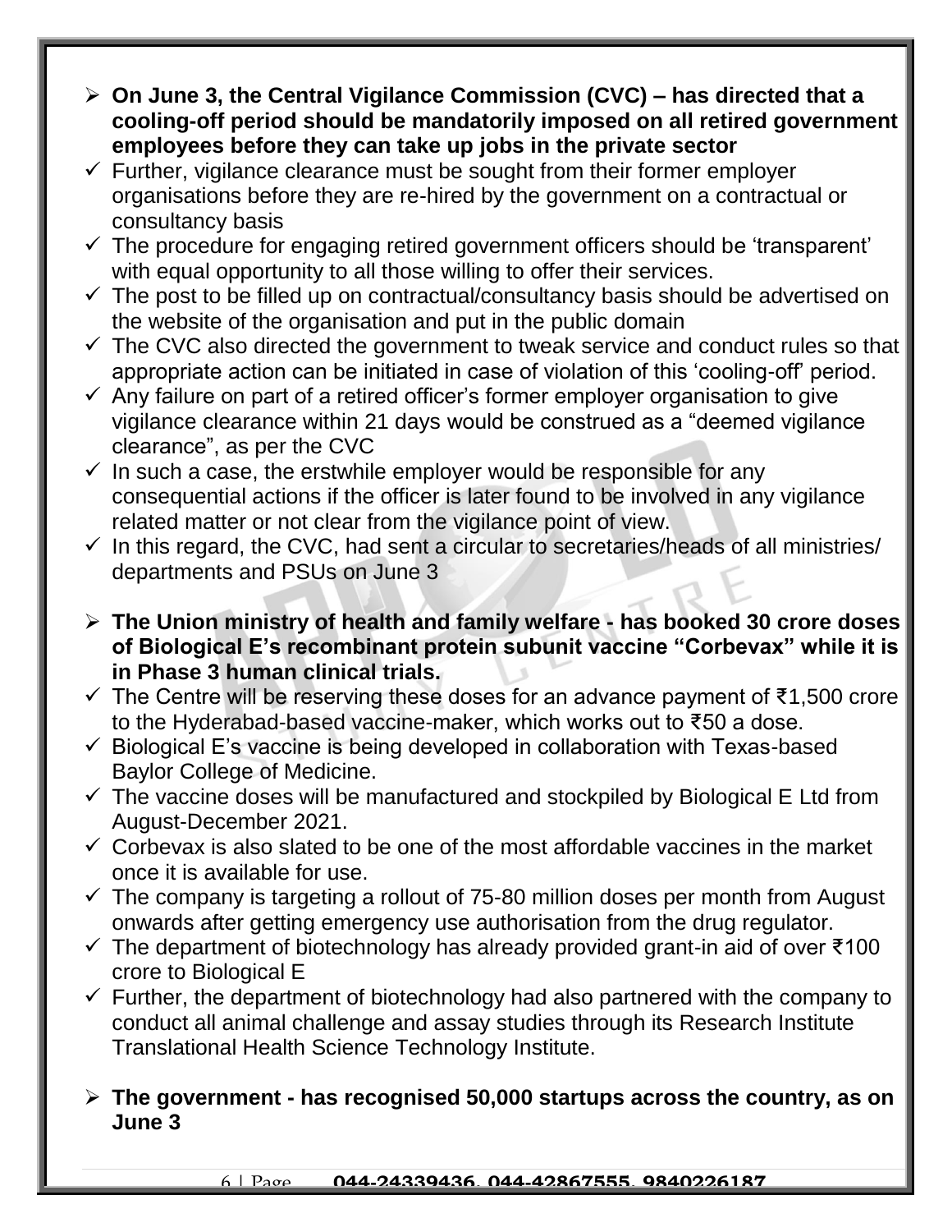- **On June 3, the Central Vigilance Commission (CVC) – has directed that a cooling-off period should be mandatorily imposed on all retired government employees before they can take up jobs in the private sector**
  - ✓ Further, vigilance clearance must be sought from their former employer organisations before they are re-hired by the government on a contractual or consultancy basis
  - ✓ The procedure for engaging retired government officers should be 'transparent' with equal opportunity to all those willing to offer their services.
  - ✓ The post to be filled up on contractual/consultancy basis should be advertised on the website of the organisation and put in the public domain
  - ✓ The CVC also directed the government to tweak service and conduct rules so that appropriate action can be initiated in case of violation of this 'cooling-off' period.
  - ✓ Any failure on part of a retired officer's former employer organisation to give vigilance clearance within 21 days would be construed as a "deemed vigilance clearance", as per the CVC
  - ✓ In such a case, the erstwhile employer would be responsible for any consequential actions if the officer is later found to be involved in any vigilance related matter or not clear from the vigilance point of view.
  - ✓ In this regard, the CVC, had sent a circular to secretaries/heads of all ministries/ departments and PSUs on June 3

- **The Union ministry of health and family welfare - has booked 30 crore doses of Biological E's recombinant protein subunit vaccine "Corbevax" while it is in Phase 3 human clinical trials.**
  - ✓ The Centre will be reserving these doses for an advance payment of ₹1,500 crore to the Hyderabad-based vaccine-maker, which works out to ₹50 a dose.
  - ✓ Biological E's vaccine is being developed in collaboration with Texas-based Baylor College of Medicine.
  - ✓ The vaccine doses will be manufactured and stockpiled by Biological E Ltd from August-December 2021.
  - ✓ Corbevax is also slated to be one of the most affordable vaccines in the market once it is available for use.
  - ✓ The company is targeting a rollout of 75-80 million doses per month from August onwards after getting emergency use authorisation from the drug regulator.
  - ✓ The department of biotechnology has already provided grant-in aid of over ₹100 crore to Biological E
  - ✓ Further, the department of biotechnology had also partnered with the company to conduct all animal challenge and assay studies through its Research Institute Translational Health Science Technology Institute.

- **The government - has recognised 50,000 startups across the country, as on June 3**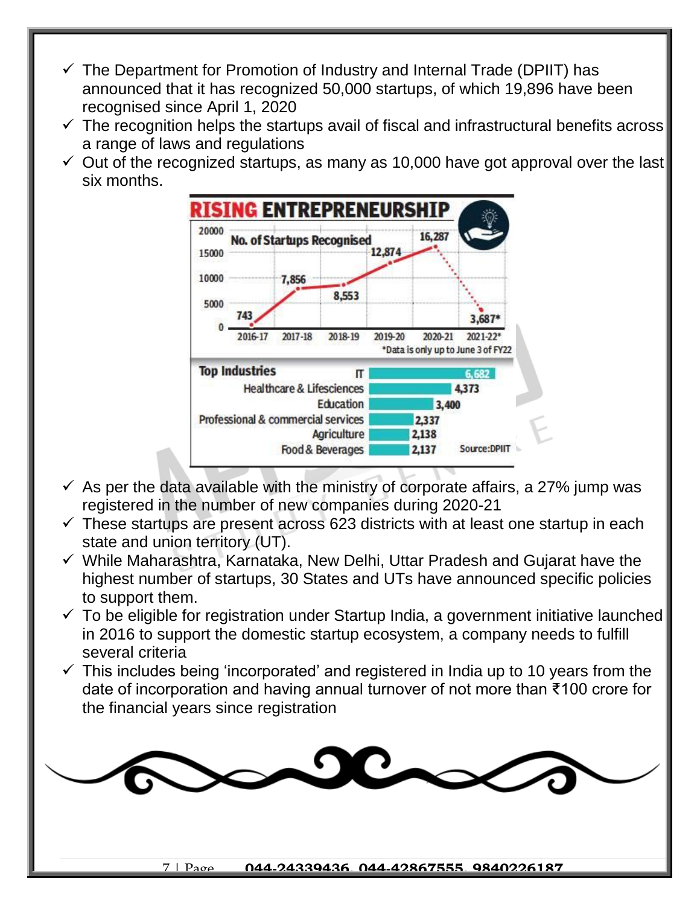- ✓ The Department for Promotion of Industry and Internal Trade (DPIIT) has announced that it has recognized 50,000 startups, of which 19,896 have been recognised since April 1, 2020
- ✓ The recognition helps the startups avail of fiscal and infrastructural benefits across a range of laws and regulations
- ✓ Out of the recognized startups, as many as 10,000 have got approval over the last six months.

RISING ENTREPRENEURSHIP

No. of Startups Recognised

20000
15000
10000
5000
0

743
7,856
8,553
12,874
16,287
3,687*

2016-17
2017-18
2018-19
2019-20
2020-21
2021-22*

*Data is only up to June 3 of FY22

Top Industries

IT 6,682
Healthcare & Lifesciences 4,373
Education 3,400
Professional & commercial services 2,337
Agriculture 2,138
Food & Beverages 2,137

Source:DPIIT

- ✓ As per the data available with the ministry of corporate affairs, a 27% jump was registered in the number of new companies during 2020-21
- ✓ These startups are present across 623 districts with at least one startup in each state and union territory (UT).
- ✓ While Maharashtra, Karnataka, New Delhi, Uttar Pradesh and Gujarat have the highest number of startups, 30 States and UTs have announced specific policies to support them.
- ✓ To be eligible for registration under Startup India, a government initiative launched in 2016 to support the domestic startup ecosystem, a company needs to fulfill several criteria
- ✓ This includes being 'incorporated' and registered in India up to 10 years from the date of incorporation and having annual turnover of not more than ₹100 crore for the financial years since registration